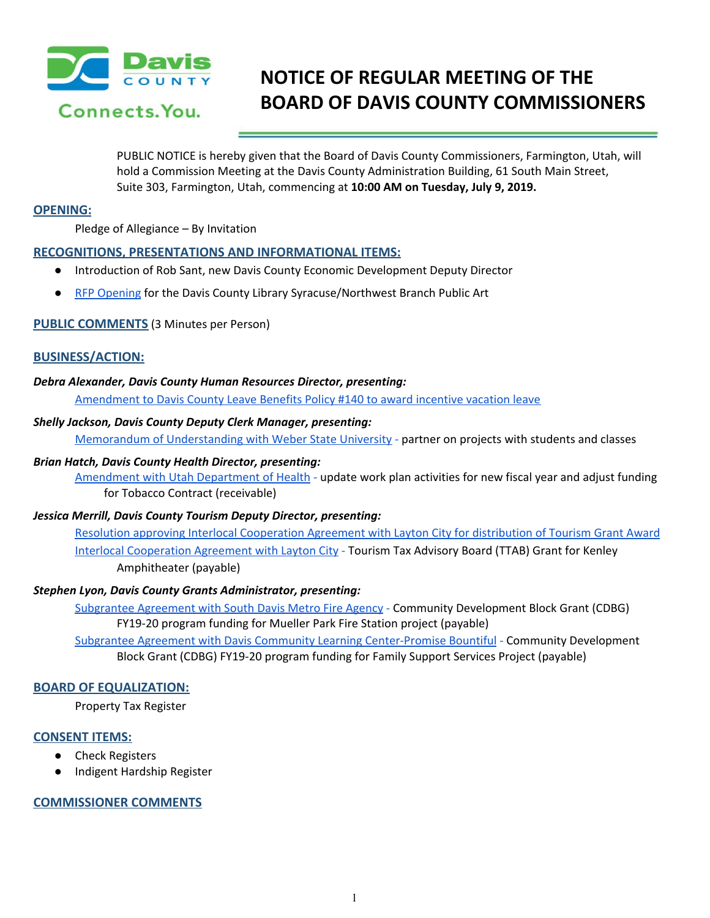Davis COUNTY Connects.You.

# NOTICE OF REGULAR MEETING OF THE BOARD OF DAVIS COUNTY COMMISSIONERS

PUBLIC NOTICE is hereby given that the Board of Davis County Commissioners, Farmington, Utah, will hold a Commission Meeting at the Davis County Administration Building, 61 South Main Street, Suite 303, Farmington, Utah, commencing at **10:00 AM on Tuesday, July 9, 2019.**

## OPENING:

Pledge of Allegiance – By Invitation

## RECOGNITIONS, PRESENTATIONS AND INFORMATIONAL ITEMS:

- Introduction of Rob Sant, new Davis County Economic Development Deputy Director
- RFP Opening for the Davis County Library Syracuse/Northwest Branch Public Art

## PUBLIC COMMENTS (3 Minutes per Person)

## BUSINESS/ACTION:

***Debra Alexander, Davis County Human Resources Director, presenting:***

Amendment to Davis County Leave Benefits Policy #140 to award incentive vacation leave

***Shelly Jackson, Davis County Deputy Clerk Manager, presenting:***

Memorandum of Understanding with Weber State University - partner on projects with students and classes

***Brian Hatch, Davis County Health Director, presenting:***

Amendment with Utah Department of Health - update work plan activities for new fiscal year and adjust funding for Tobacco Contract (receivable)

***Jessica Merrill, Davis County Tourism Deputy Director, presenting:***

Resolution approving Interlocal Cooperation Agreement with Layton City for distribution of Tourism Grant Award

Interlocal Cooperation Agreement with Layton City - Tourism Tax Advisory Board (TTAB) Grant for Kenley Amphitheater (payable)

***Stephen Lyon, Davis County Grants Administrator, presenting:***

Subgrantee Agreement with South Davis Metro Fire Agency - Community Development Block Grant (CDBG) FY19-20 program funding for Mueller Park Fire Station project (payable)

Subgrantee Agreement with Davis Community Learning Center-Promise Bountiful - Community Development Block Grant (CDBG) FY19-20 program funding for Family Support Services Project (payable)

## BOARD OF EQUALIZATION:

Property Tax Register

## CONSENT ITEMS:

- Check Registers
- Indigent Hardship Register

## COMMISSIONER COMMENTS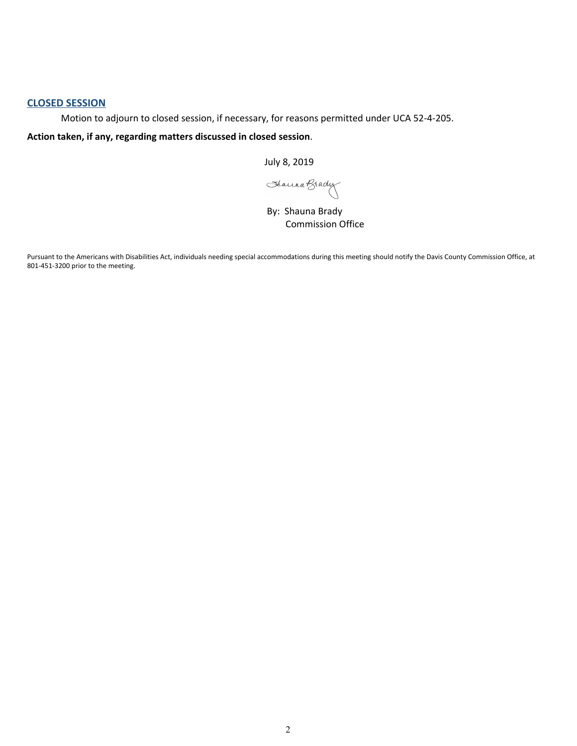## CLOSED SESSION

Motion to adjourn to closed session, if necessary, for reasons permitted under UCA 52-4-205.

**Action taken, if any, regarding matters discussed in closed session**.

July 8, 2019

Shauna Brady

By: Shauna Brady
Commission Office

Pursuant to the Americans with Disabilities Act, individuals needing special accommodations during this meeting should notify the Davis County Commission Office, at 801-451-3200 prior to the meeting.